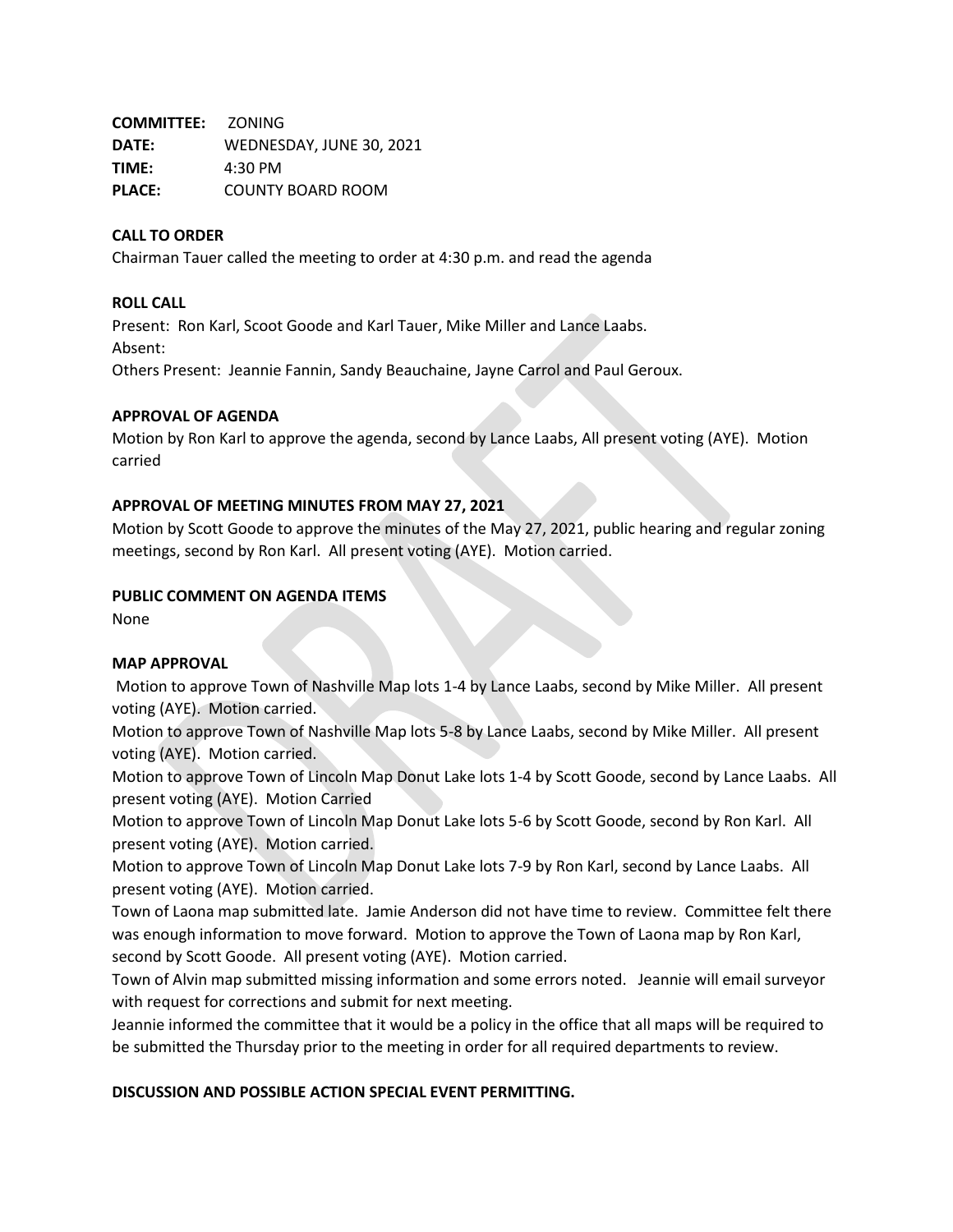**COMMITTEE:** ZONING
**DATE:** WEDNESDAY, JUNE 30, 2021
**TIME:** 4:30 PM
**PLACE:** COUNTY BOARD ROOM

**CALL TO ORDER**

Chairman Tauer called the meeting to order at 4:30 p.m. and read the agenda

**ROLL CALL**

Present: Ron Karl, Scoot Goode and Karl Tauer, Mike Miller and Lance Laabs.
Absent:
Others Present: Jeannie Fannin, Sandy Beauchaine, Jayne Carrol and Paul Geroux.

**APPROVAL OF AGENDA**

Motion by Ron Karl to approve the agenda, second by Lance Laabs, All present voting (AYE). Motion carried

**APPROVAL OF MEETING MINUTES FROM MAY 27, 2021**

Motion by Scott Goode to approve the minutes of the May 27, 2021, public hearing and regular zoning meetings, second by Ron Karl. All present voting (AYE). Motion carried.

**PUBLIC COMMENT ON AGENDA ITEMS**

None

**MAP APPROVAL**

Motion to approve Town of Nashville Map lots 1-4 by Lance Laabs, second by Mike Miller. All present voting (AYE). Motion carried.
Motion to approve Town of Nashville Map lots 5-8 by Lance Laabs, second by Mike Miller. All present voting (AYE). Motion carried.
Motion to approve Town of Lincoln Map Donut Lake lots 1-4 by Scott Goode, second by Lance Laabs. All present voting (AYE). Motion Carried
Motion to approve Town of Lincoln Map Donut Lake lots 5-6 by Scott Goode, second by Ron Karl. All present voting (AYE). Motion carried.
Motion to approve Town of Lincoln Map Donut Lake lots 7-9 by Ron Karl, second by Lance Laabs. All present voting (AYE). Motion carried.
Town of Laona map submitted late. Jamie Anderson did not have time to review. Committee felt there was enough information to move forward. Motion to approve the Town of Laona map by Ron Karl, second by Scott Goode. All present voting (AYE). Motion carried.
Town of Alvin map submitted missing information and some errors noted. Jeannie will email surveyor with request for corrections and submit for next meeting.
Jeannie informed the committee that it would be a policy in the office that all maps will be required to be submitted the Thursday prior to the meeting in order for all required departments to review.

**DISCUSSION AND POSSIBLE ACTION SPECIAL EVENT PERMITTING.**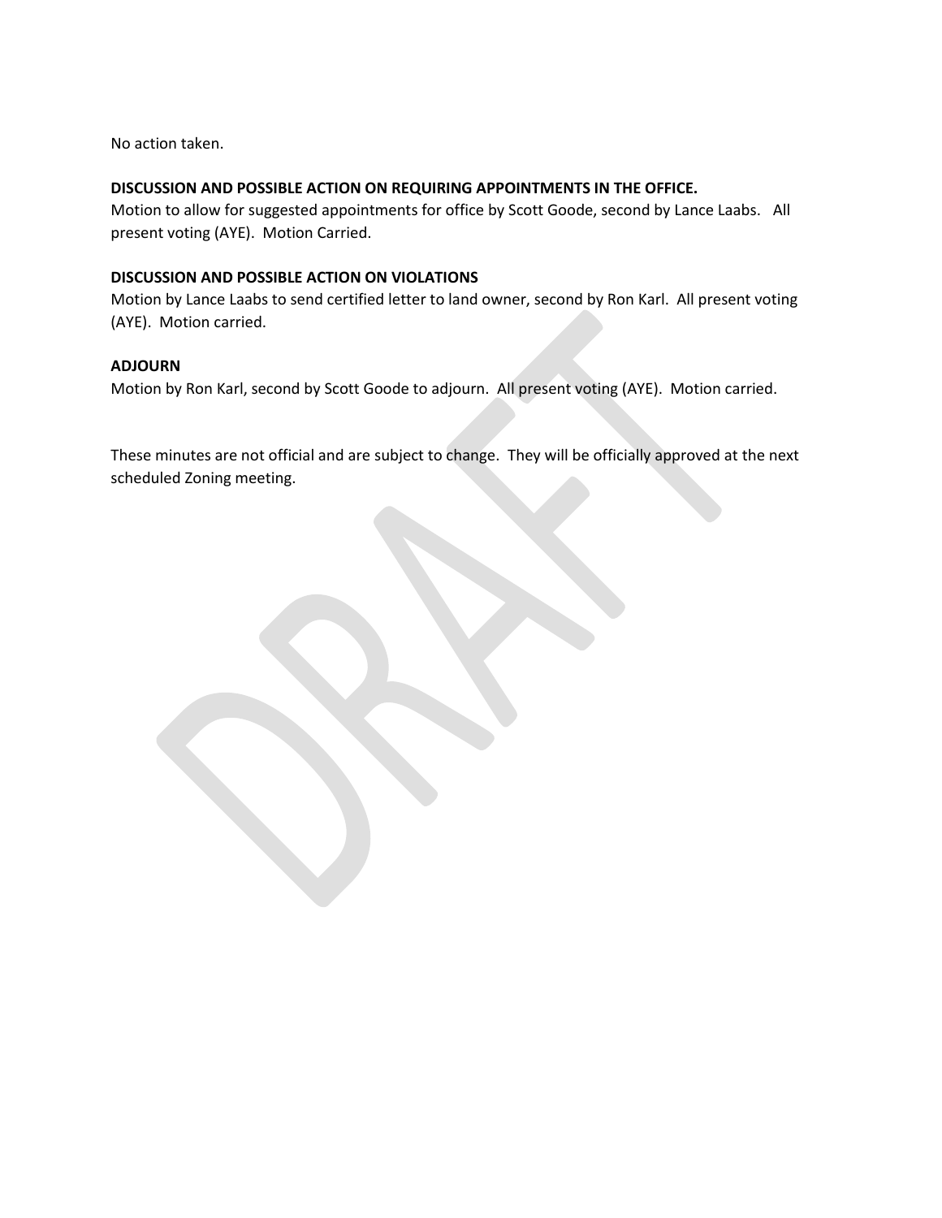No action taken.

**DISCUSSION AND POSSIBLE ACTION ON REQUIRING APPOINTMENTS IN THE OFFICE.**

Motion to allow for suggested appointments for office by Scott Goode, second by Lance Laabs. All present voting (AYE). Motion Carried.

**DISCUSSION AND POSSIBLE ACTION ON VIOLATIONS**

Motion by Lance Laabs to send certified letter to land owner, second by Ron Karl. All present voting (AYE). Motion carried.

**ADJOURN**

Motion by Ron Karl, second by Scott Goode to adjourn. All present voting (AYE). Motion carried.

These minutes are not official and are subject to change. They will be officially approved at the next scheduled Zoning meeting.